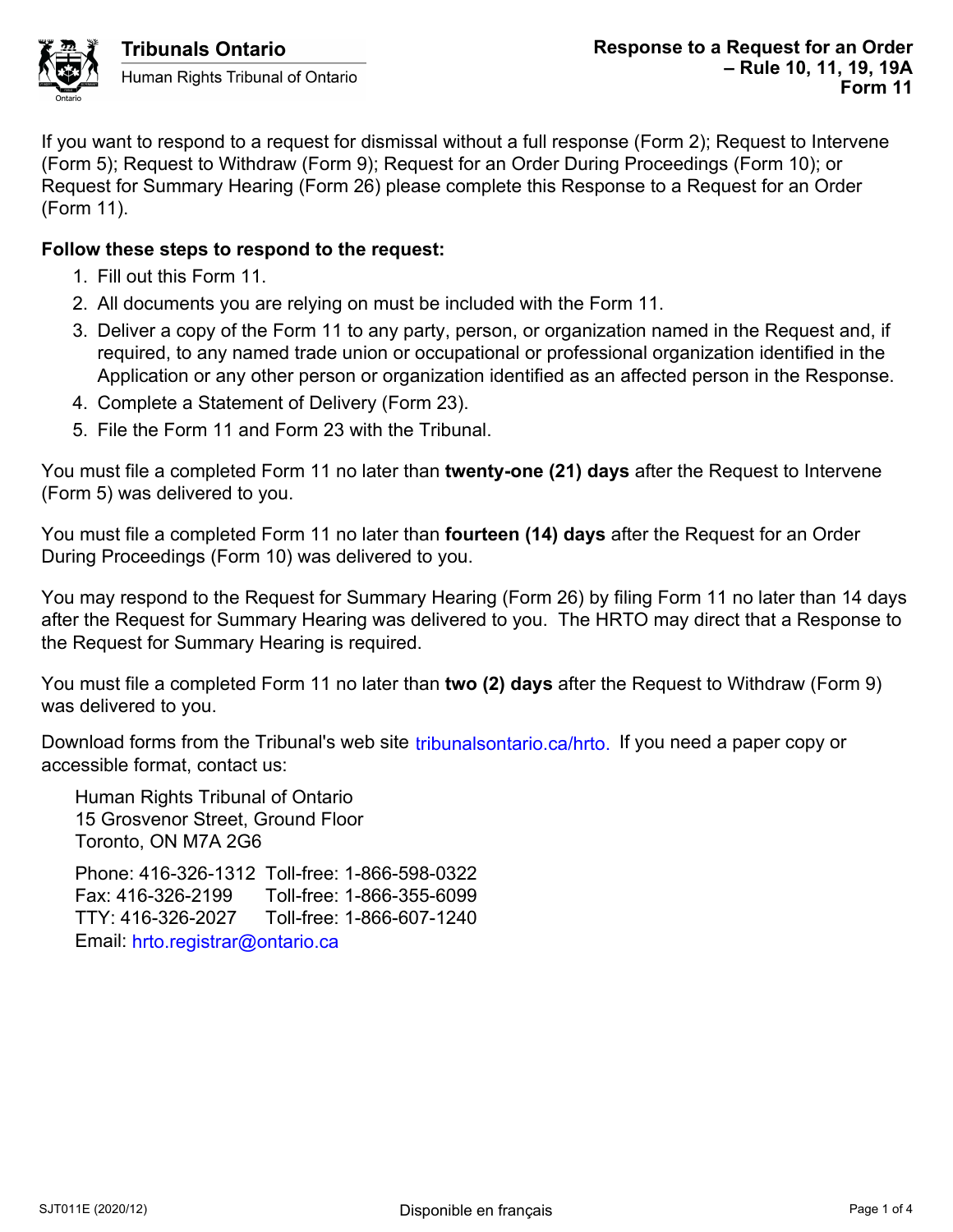Tribunals Ontario
Human Rights Tribunal of Ontario

# Response to a Request for an Order – Rule 10, 11, 19, 19A
## Form 11

If you want to respond to a request for dismissal without a full response (Form 2); Request to Intervene (Form 5); Request to Withdraw (Form 9); Request for an Order During Proceedings (Form 10); or Request for Summary Hearing (Form 26) please complete this Response to a Request for an Order (Form 11).

**Follow these steps to respond to the request:**

1. Fill out this Form 11.
2. All documents you are relying on must be included with the Form 11.
3. Deliver a copy of the Form 11 to any party, person, or organization named in the Request and, if required, to any named trade union or occupational or professional organization identified in the Application or any other person or organization identified as an affected person in the Response.
4. Complete a Statement of Delivery (Form 23).
5. File the Form 11 and Form 23 with the Tribunal.

You must file a completed Form 11 no later than **twenty-one (21) days** after the Request to Intervene (Form 5) was delivered to you.

You must file a completed Form 11 no later than **fourteen (14) days** after the Request for an Order During Proceedings (Form 10) was delivered to you.

You may respond to the Request for Summary Hearing (Form 26) by filing Form 11 no later than 14 days after the Request for Summary Hearing was delivered to you. The HRTO may direct that a Response to the Request for Summary Hearing is required.

You must file a completed Form 11 no later than **two (2) days** after the Request to Withdraw (Form 9) was delivered to you.

Download forms from the Tribunal's web site tribunalsontario.ca/hrto. If you need a paper copy or accessible format, contact us:

Human Rights Tribunal of Ontario
15 Grosvenor Street, Ground Floor
Toronto, ON M7A 2G6

Phone: 416-326-1312 Toll-free: 1-866-598-0322
Fax: 416-326-2199 Toll-free: 1-866-355-6099
TTY: 416-326-2027 Toll-free: 1-866-607-1240
Email: hrto.registrar@ontario.ca

SJT011E (2020/12)

Disponible en français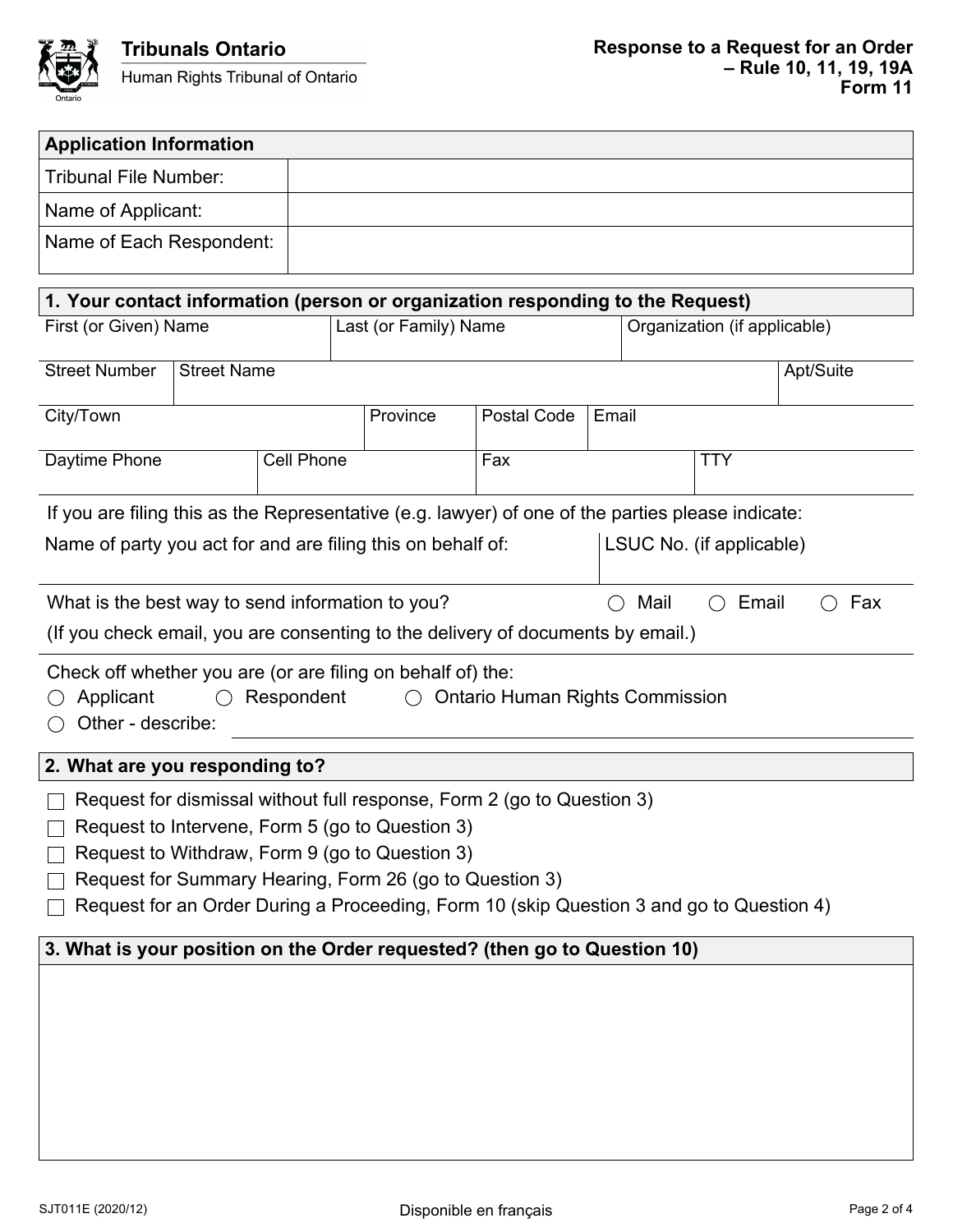Tribunals Ontario
Human Rights Tribunal of Ontario

**Response to a Request for an Order – Rule 10, 11, 19, 19A**
**Form 11**

| Application Information | |
|---|---|
| Tribunal File Number: | |
| Name of Applicant: | |
| Name of Each Respondent: | |

## 1. Your contact information (person or organization responding to the Request)

| First (or Given) Name | Last (or Family) Name | Organization (if applicable) |
|---|---|---|
| | | |

| Street Number | Street Name | Apt/Suite |
|---|---|---|
| | | |

| City/Town | Province | Postal Code | Email |
|---|---|---|---|
| | | | |

| Daytime Phone | Cell Phone | Fax | TTY |
|---|---|---|---|
| | | | |

If you are filing this as the Representative (e.g. lawyer) of one of the parties please indicate:

| Name of party you act for and are filing this on behalf of: | LSUC No. (if applicable) |
|---|---|
| | |

What is the best way to send information to you? ○ Mail ○ Email ○ Fax

(If you check email, you are consenting to the delivery of documents by email.)

Check off whether you are (or are filing on behalf of) the:

○ Applicant ○ Respondent ○ Ontario Human Rights Commission

○ Other - describe: \_\_\_\_\_\_\_\_\_\_\_\_\_\_\_\_\_\_\_\_

## 2. What are you responding to?

- ☐ Request for dismissal without full response, Form 2 (go to Question 3)
- ☐ Request to Intervene, Form 5 (go to Question 3)
- ☐ Request to Withdraw, Form 9 (go to Question 3)
- ☐ Request for Summary Hearing, Form 26 (go to Question 3)
- ☐ Request for an Order During a Proceeding, Form 10 (skip Question 3 and go to Question 4)

## 3. What is your position on the Order requested? (then go to Question 10)

SJT011E (2020/12) Disponible en français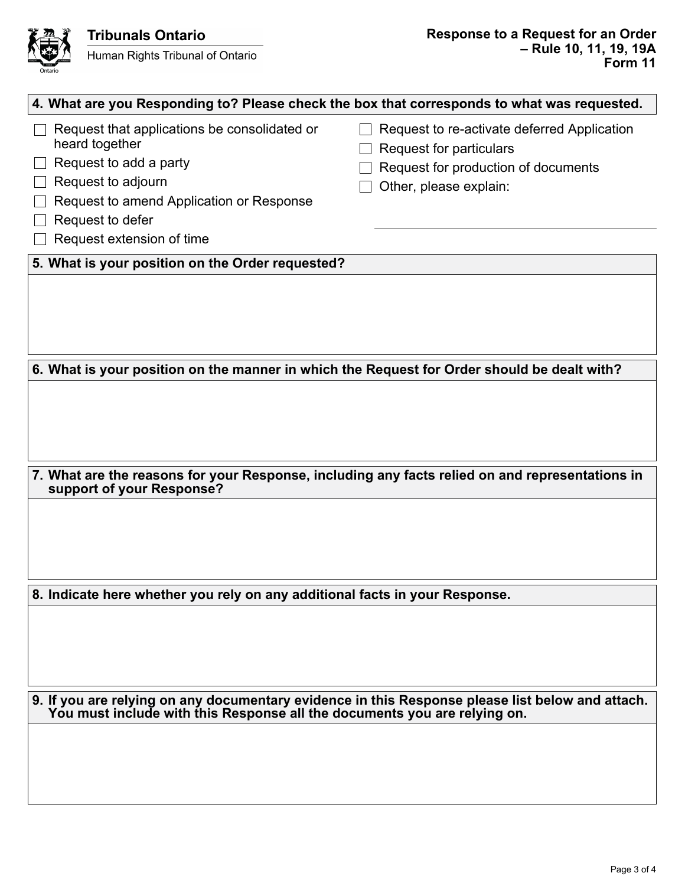**Tribunals Ontario**
Human Rights Tribunal of Ontario

**Response to a Request for an Order – Rule 10, 11, 19, 19A**
**Form 11**

### 4. What are you Responding to? Please check the box that corresponds to what was requested.

- ☐ Request that applications be consolidated or heard together
- ☐ Request to add a party
- ☐ Request to adjourn
- ☐ Request to amend Application or Response
- ☐ Request to defer
- ☐ Request extension of time
- ☐ Request to re-activate deferred Application
- ☐ Request for particulars
- ☐ Request for production of documents
- ☐ Other, please explain: ______________________

### 5. What is your position on the Order requested?

### 6. What is your position on the manner in which the Request for Order should be dealt with?

### 7. What are the reasons for your Response, including any facts relied on and representations in support of your Response?

### 8. Indicate here whether you rely on any additional facts in your Response.

### 9. If you are relying on any documentary evidence in this Response please list below and attach. You must include with this Response all the documents you are relying on.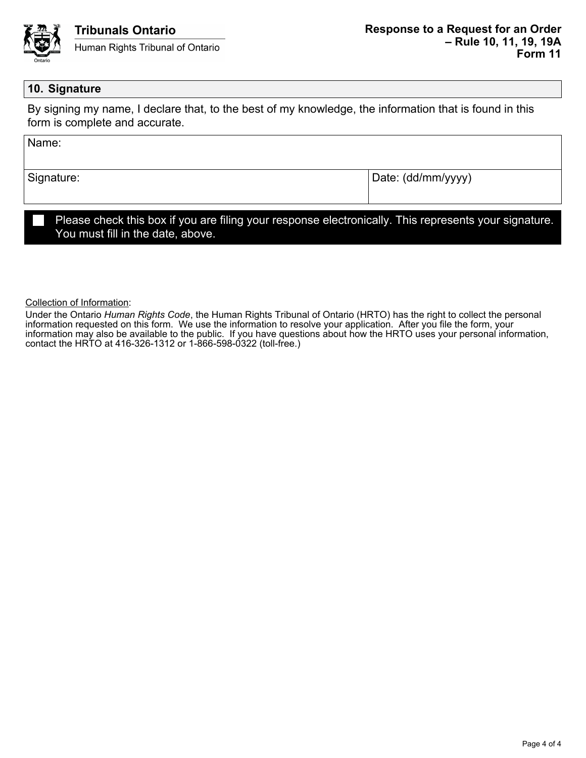## 10. Signature

By signing my name, I declare that, to the best of my knowledge, the information that is found in this form is complete and accurate.

| | |
|---|---|
| Name: | |
| Signature: | Date: (dd/mm/yyyy) |

☐ Please check this box if you are filing your response electronically. This represents your signature. You must fill in the date, above.

Collection of Information:

Under the Ontario *Human Rights Code*, the Human Rights Tribunal of Ontario (HRTO) has the right to collect the personal information requested on this form. We use the information to resolve your application. After you file the form, your information may also be available to the public. If you have questions about how the HRTO uses your personal information, contact the HRTO at 416-326-1312 or 1-866-598-0322 (toll-free.)